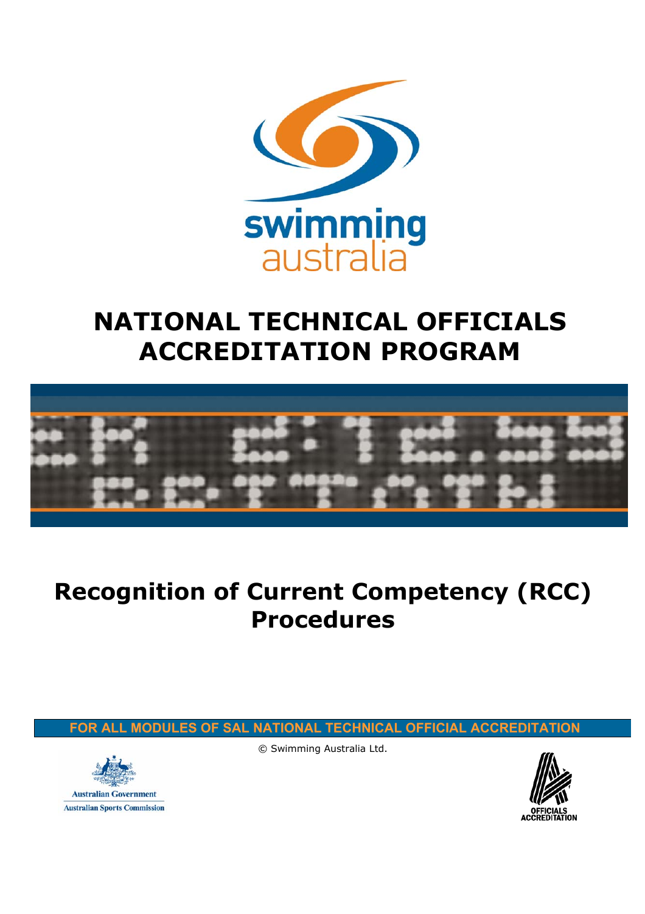swimming australia

# NATIONAL TECHNICAL OFFICIALS ACCREDITATION PROGRAM

## Recognition of Current Competency (RCC) Procedures

**FOR ALL MODULES OF SAL NATIONAL TECHNICAL OFFICIAL ACCREDITATION**

© Swimming Australia Ltd.

Australian Government
Australian Sports Commission

OFFICIALS ACCREDITATION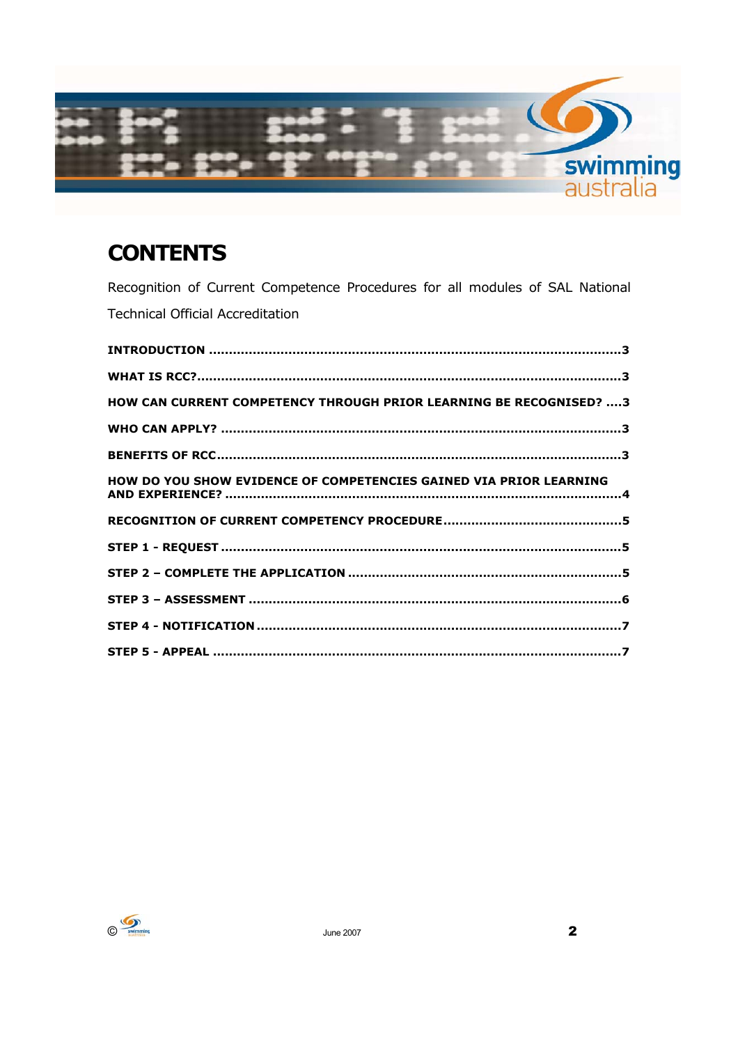# CONTENTS

Recognition of Current Competence Procedures for all modules of SAL National Technical Official Accreditation

**INTRODUCTION** .......................................................................................................3

**WHAT IS RCC?**..........................................................................................................3

**HOW CAN CURRENT COMPETENCY THROUGH PRIOR LEARNING BE RECOGNISED?** ....3

**WHO CAN APPLY?** ....................................................................................................3

**BENEFITS OF RCC**.....................................................................................................3

**HOW DO YOU SHOW EVIDENCE OF COMPETENCIES GAINED VIA PRIOR LEARNING AND EXPERIENCE?** ...................................................................................................4

**RECOGNITION OF CURRENT COMPETENCY PROCEDURE**.............................................5

**STEP 1 - REQUEST** ....................................................................................................5

**STEP 2 – COMPLETE THE APPLICATION** .....................................................................5

**STEP 3 – ASSESSMENT** .............................................................................................6

**STEP 4 - NOTIFICATION** ...........................................................................................7

**STEP 5 - APPEAL** ......................................................................................................7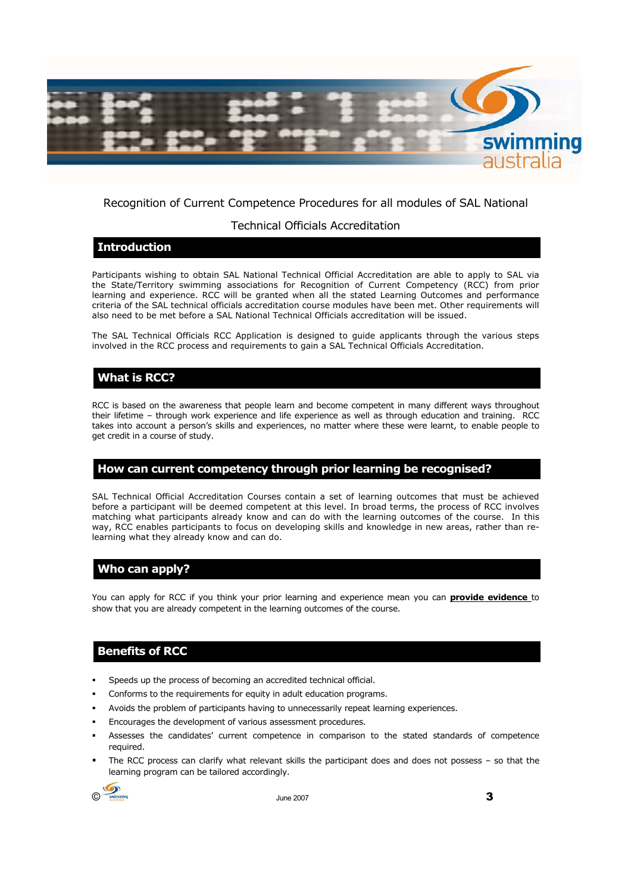Recognition of Current Competence Procedures for all modules of SAL National Technical Officials Accreditation

## Introduction

Participants wishing to obtain SAL National Technical Official Accreditation are able to apply to SAL via the State/Territory swimming associations for Recognition of Current Competency (RCC) from prior learning and experience. RCC will be granted when all the stated Learning Outcomes and performance criteria of the SAL technical officials accreditation course modules have been met. Other requirements will also need to be met before a SAL National Technical Officials accreditation will be issued.

The SAL Technical Officials RCC Application is designed to guide applicants through the various steps involved in the RCC process and requirements to gain a SAL Technical Officials Accreditation.

## What is RCC?

RCC is based on the awareness that people learn and become competent in many different ways throughout their lifetime – through work experience and life experience as well as through education and training. RCC takes into account a person's skills and experiences, no matter where these were learnt, to enable people to get credit in a course of study.

## How can current competency through prior learning be recognised?

SAL Technical Official Accreditation Courses contain a set of learning outcomes that must be achieved before a participant will be deemed competent at this level. In broad terms, the process of RCC involves matching what participants already know and can do with the learning outcomes of the course. In this way, RCC enables participants to focus on developing skills and knowledge in new areas, rather than re-learning what they already know and can do.

## Who can apply?

You can apply for RCC if you think your prior learning and experience mean you can **provide evidence** to show that you are already competent in the learning outcomes of the course.

## Benefits of RCC

- Speeds up the process of becoming an accredited technical official.
- Conforms to the requirements for equity in adult education programs.
- Avoids the problem of participants having to unnecessarily repeat learning experiences.
- Encourages the development of various assessment procedures.
- Assesses the candidates' current competence in comparison to the stated standards of competence required.
- The RCC process can clarify what relevant skills the participant does and does not possess – so that the learning program can be tailored accordingly.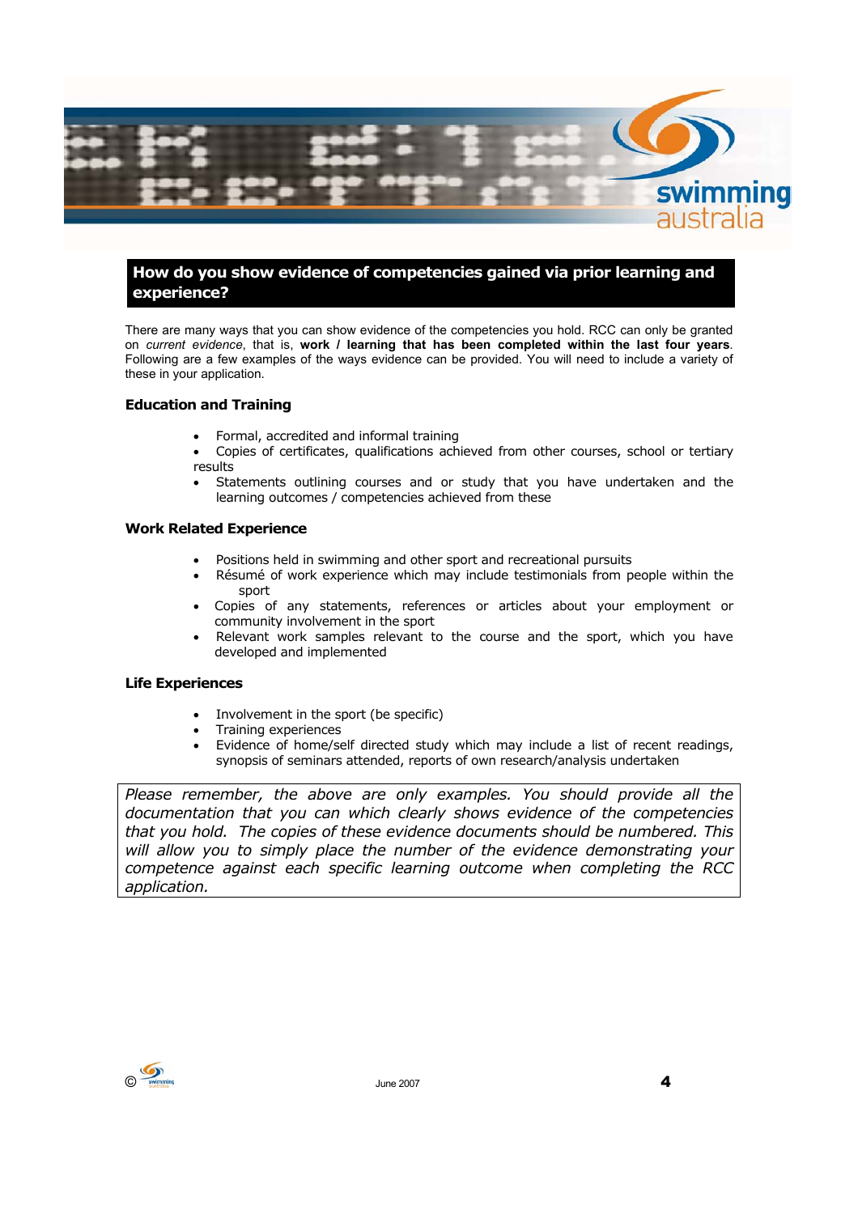## How do you show evidence of competencies gained via prior learning and experience?

There are many ways that you can show evidence of the competencies you hold. RCC can only be granted on *current evidence*, that is, **work / learning that has been completed within the last four years**. Following are a few examples of the ways evidence can be provided. You will need to include a variety of these in your application.

### Education and Training

- Formal, accredited and informal training
- Copies of certificates, qualifications achieved from other courses, school or tertiary results
- Statements outlining courses and or study that you have undertaken and the learning outcomes / competencies achieved from these

### Work Related Experience

- Positions held in swimming and other sport and recreational pursuits
- Résumé of work experience which may include testimonials from people within the sport
- Copies of any statements, references or articles about your employment or community involvement in the sport
- Relevant work samples relevant to the course and the sport, which you have developed and implemented

### Life Experiences

- Involvement in the sport (be specific)
- Training experiences
- Evidence of home/self directed study which may include a list of recent readings, synopsis of seminars attended, reports of own research/analysis undertaken

*Please remember, the above are only examples. You should provide all the documentation that you can which clearly shows evidence of the competencies that you hold. The copies of these evidence documents should be numbered. This will allow you to simply place the number of the evidence demonstrating your competence against each specific learning outcome when completing the RCC application.*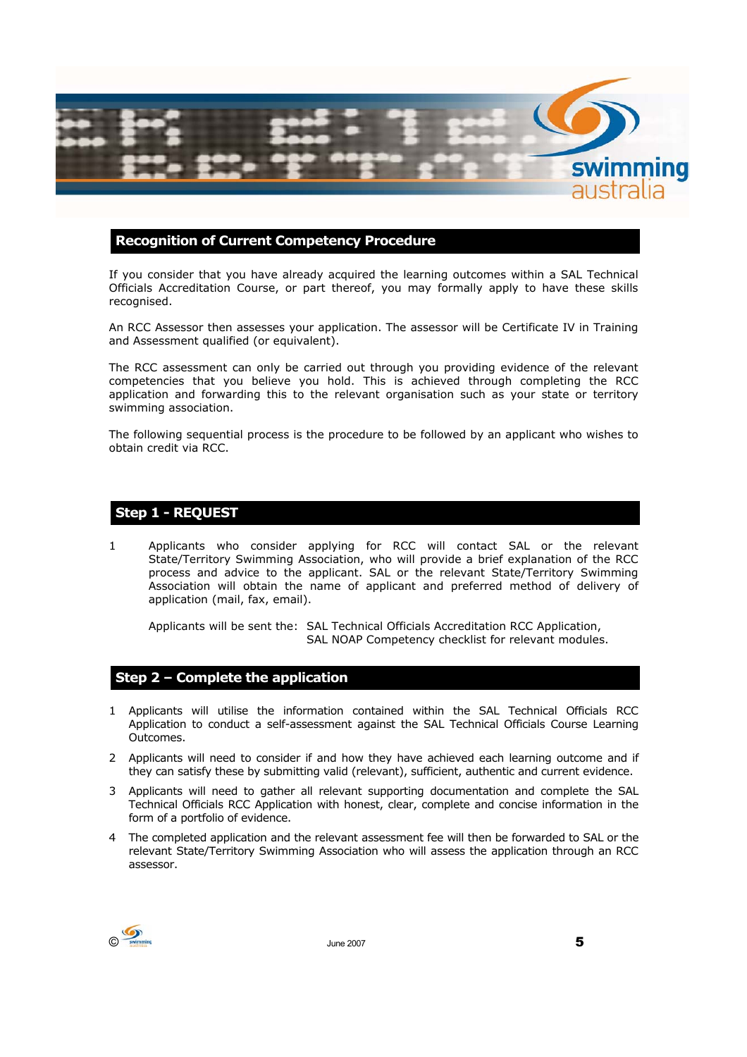## Recognition of Current Competency Procedure

If you consider that you have already acquired the learning outcomes within a SAL Technical Officials Accreditation Course, or part thereof, you may formally apply to have these skills recognised.

An RCC Assessor then assesses your application. The assessor will be Certificate IV in Training and Assessment qualified (or equivalent).

The RCC assessment can only be carried out through you providing evidence of the relevant competencies that you believe you hold. This is achieved through completing the RCC application and forwarding this to the relevant organisation such as your state or territory swimming association.

The following sequential process is the procedure to be followed by an applicant who wishes to obtain credit via RCC.

## Step 1 - REQUEST

1. Applicants who consider applying for RCC will contact SAL or the relevant State/Territory Swimming Association, who will provide a brief explanation of the RCC process and advice to the applicant. SAL or the relevant State/Territory Swimming Association will obtain the name of applicant and preferred method of delivery of application (mail, fax, email).

   Applicants will be sent the: SAL Technical Officials Accreditation RCC Application,
   SAL NOAP Competency checklist for relevant modules.

## Step 2 – Complete the application

1. Applicants will utilise the information contained within the SAL Technical Officials RCC Application to conduct a self-assessment against the SAL Technical Officials Course Learning Outcomes.
2. Applicants will need to consider if and how they have achieved each learning outcome and if they can satisfy these by submitting valid (relevant), sufficient, authentic and current evidence.
3. Applicants will need to gather all relevant supporting documentation and complete the SAL Technical Officials RCC Application with honest, clear, complete and concise information in the form of a portfolio of evidence.
4. The completed application and the relevant assessment fee will then be forwarded to SAL or the relevant State/Territory Swimming Association who will assess the application through an RCC assessor.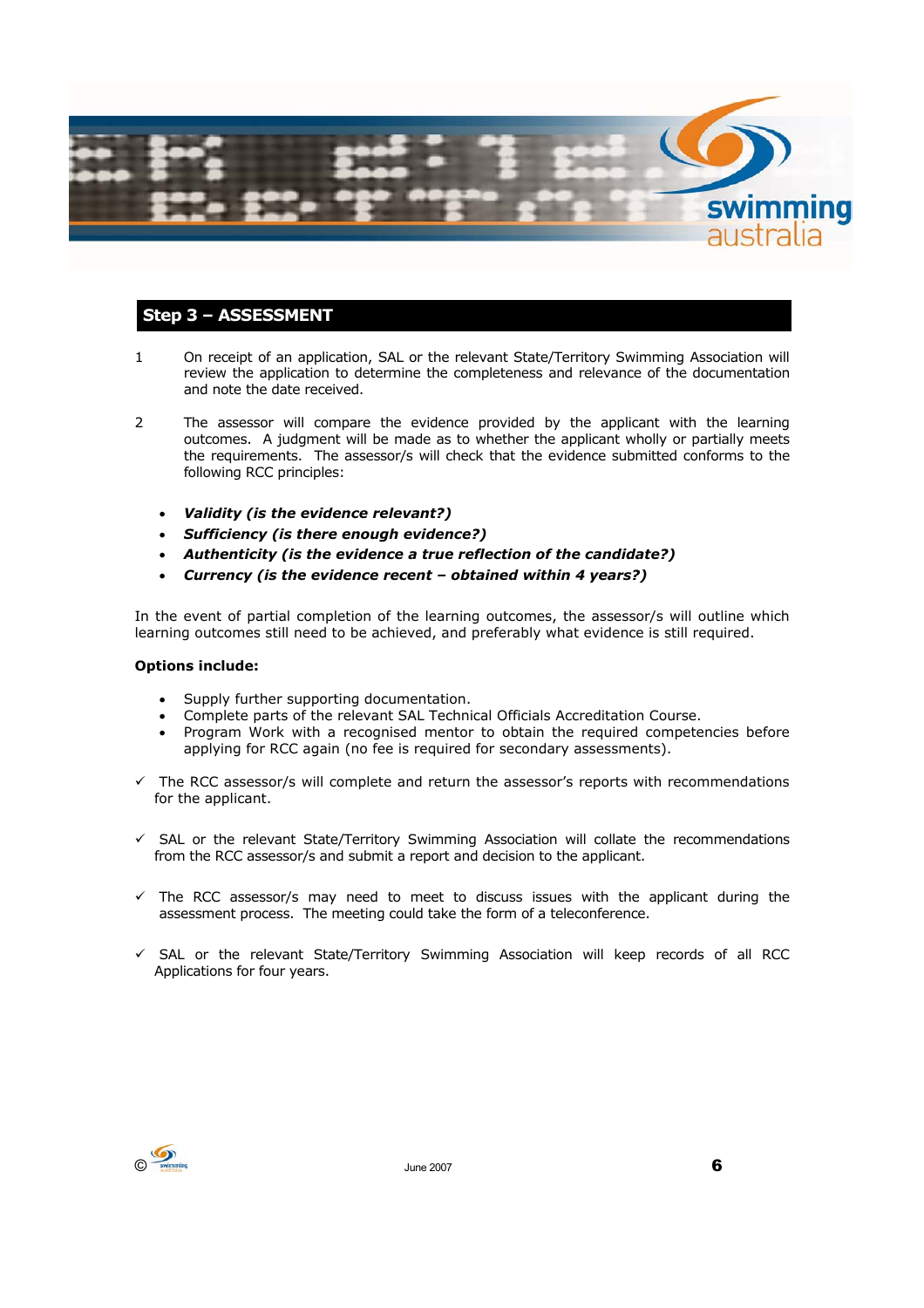## Step 3 – ASSESSMENT

1. On receipt of an application, SAL or the relevant State/Territory Swimming Association will review the application to determine the completeness and relevance of the documentation and note the date received.

2. The assessor will compare the evidence provided by the applicant with the learning outcomes. A judgment will be made as to whether the applicant wholly or partially meets the requirements. The assessor/s will check that the evidence submitted conforms to the following RCC principles:

- ***Validity (is the evidence relevant?)***
- ***Sufficiency (is there enough evidence?)***
- ***Authenticity (is the evidence a true reflection of the candidate?)***
- ***Currency (is the evidence recent – obtained within 4 years?)***

In the event of partial completion of the learning outcomes, the assessor/s will outline which learning outcomes still need to be achieved, and preferably what evidence is still required.

**Options include:**

- Supply further supporting documentation.
- Complete parts of the relevant SAL Technical Officials Accreditation Course.
- Program Work with a recognised mentor to obtain the required competencies before applying for RCC again (no fee is required for secondary assessments).

✓ The RCC assessor/s will complete and return the assessor's reports with recommendations for the applicant.

✓ SAL or the relevant State/Territory Swimming Association will collate the recommendations from the RCC assessor/s and submit a report and decision to the applicant.

✓ The RCC assessor/s may need to meet to discuss issues with the applicant during the assessment process. The meeting could take the form of a teleconference.

✓ SAL or the relevant State/Territory Swimming Association will keep records of all RCC Applications for four years.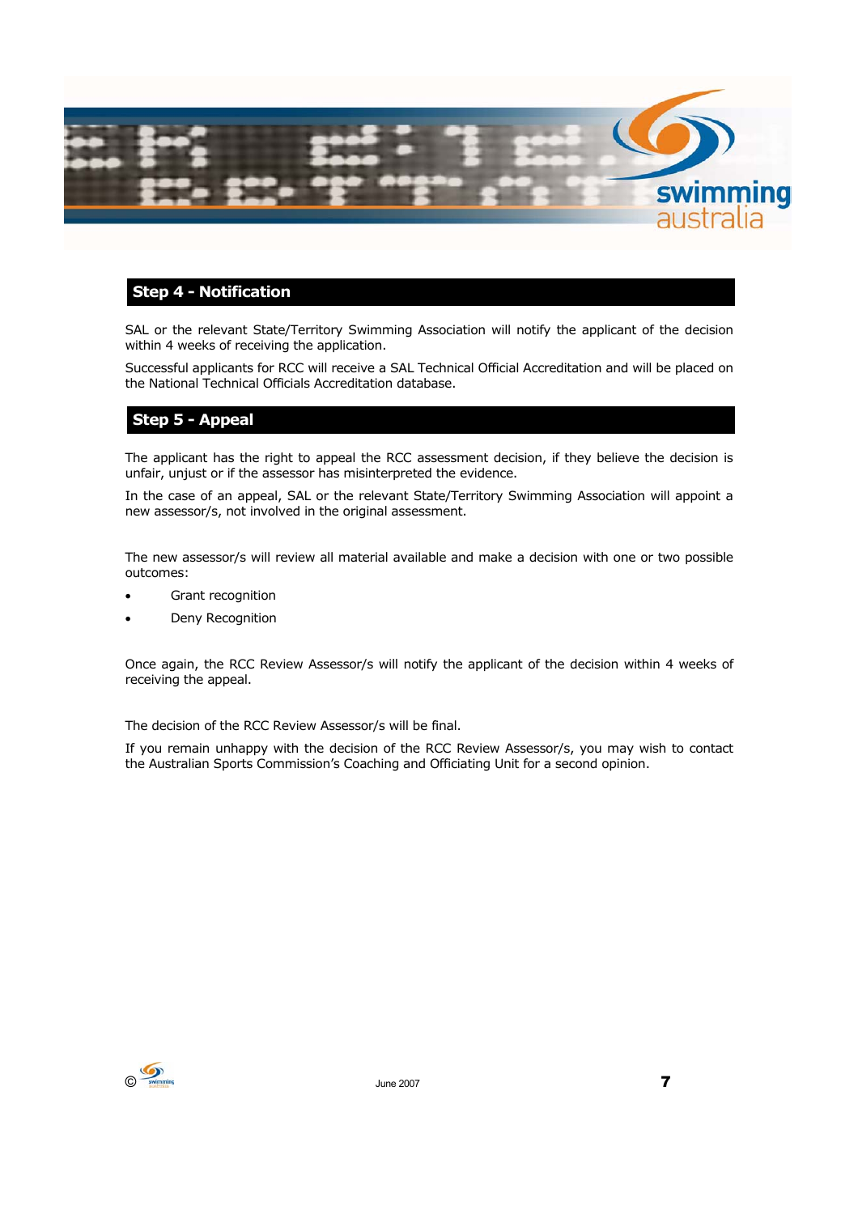## Step 4 - Notification

SAL or the relevant State/Territory Swimming Association will notify the applicant of the decision within 4 weeks of receiving the application.

Successful applicants for RCC will receive a SAL Technical Official Accreditation and will be placed on the National Technical Officials Accreditation database.

## Step 5 - Appeal

The applicant has the right to appeal the RCC assessment decision, if they believe the decision is unfair, unjust or if the assessor has misinterpreted the evidence.

In the case of an appeal, SAL or the relevant State/Territory Swimming Association will appoint a new assessor/s, not involved in the original assessment.

The new assessor/s will review all material available and make a decision with one or two possible outcomes:

- Grant recognition
- Deny Recognition

Once again, the RCC Review Assessor/s will notify the applicant of the decision within 4 weeks of receiving the appeal.

The decision of the RCC Review Assessor/s will be final.

If you remain unhappy with the decision of the RCC Review Assessor/s, you may wish to contact the Australian Sports Commission's Coaching and Officiating Unit for a second opinion.